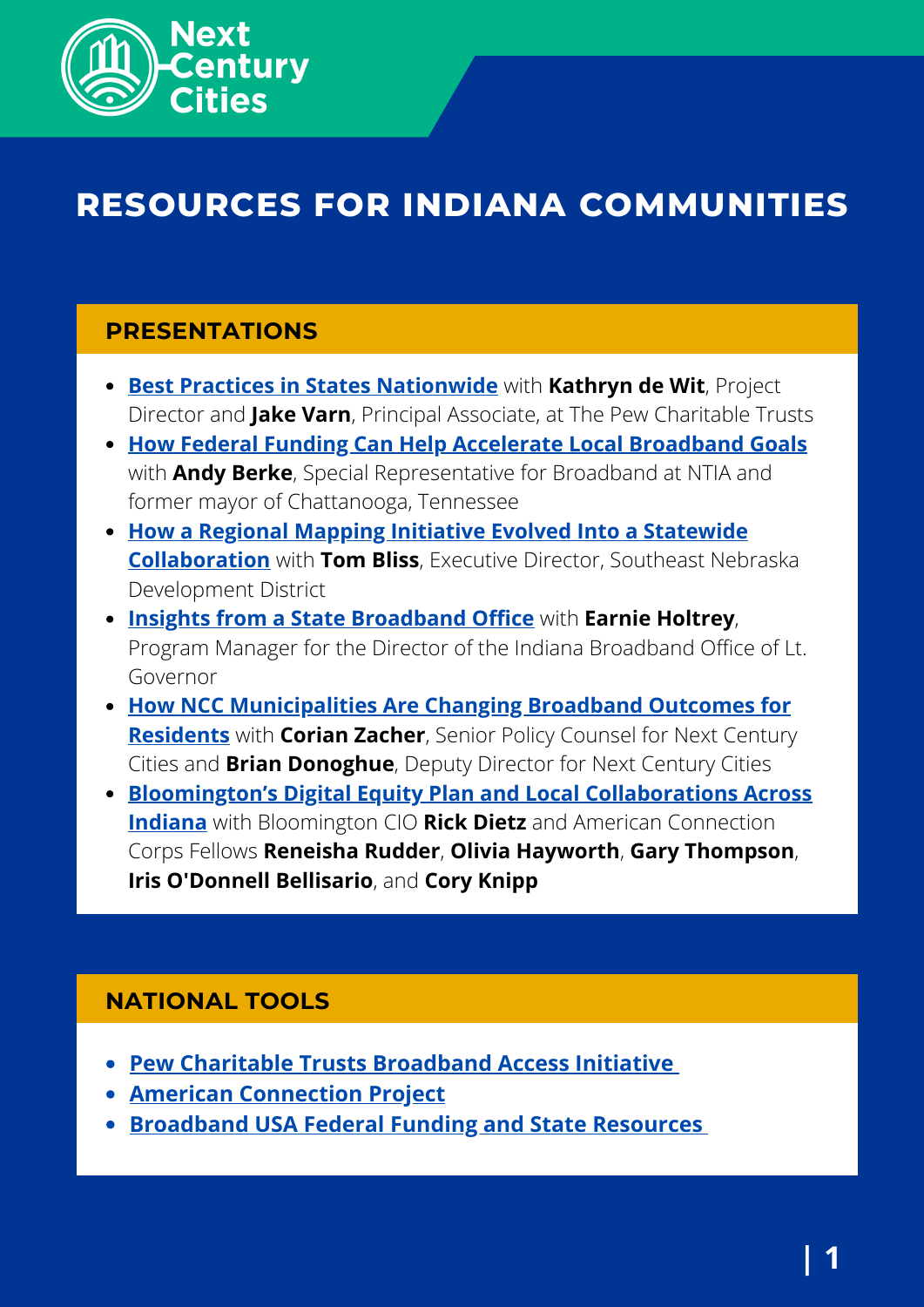Next Century Cities

# RESOURCES FOR INDIANA COMMUNITIES

## PRESENTATIONS

- **Best Practices in States Nationwide** with **Kathryn de Wit**, Project Director and **Jake Varn**, Principal Associate, at The Pew Charitable Trusts
- **How Federal Funding Can Help Accelerate Local Broadband Goals** with **Andy Berke**, Special Representative for Broadband at NTIA and former mayor of Chattanooga, Tennessee
- **How a Regional Mapping Initiative Evolved Into a Statewide Collaboration** with **Tom Bliss**, Executive Director, Southeast Nebraska Development District
- **Insights from a State Broadband Office** with **Earnie Holtrey**, Program Manager for the Director of the Indiana Broadband Office of Lt. Governor
- **How NCC Municipalities Are Changing Broadband Outcomes for Residents** with **Corian Zacher**, Senior Policy Counsel for Next Century Cities and **Brian Donoghue**, Deputy Director for Next Century Cities
- **Bloomington's Digital Equity Plan and Local Collaborations Across Indiana** with Bloomington CIO **Rick Dietz** and American Connection Corps Fellows **Reneisha Rudder**, **Olivia Hayworth**, **Gary Thompson**, **Iris O'Donnell Bellisario**, and **Cory Knipp**

## NATIONAL TOOLS

- **Pew Charitable Trusts Broadband Access Initiative**
- **American Connection Project**
- **Broadband USA Federal Funding and State Resources**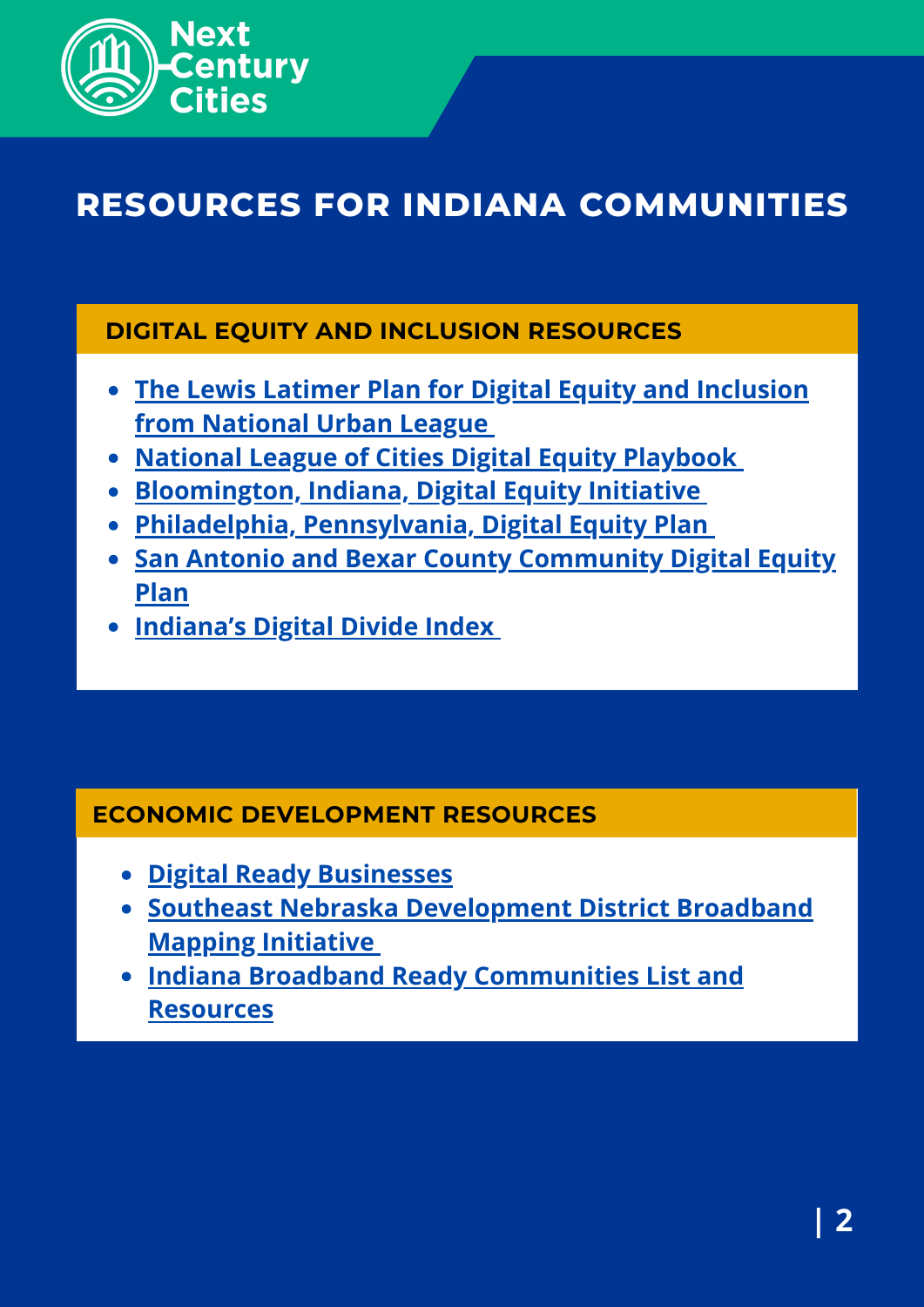Next Century Cities

# RESOURCES FOR INDIANA COMMUNITIES

## DIGITAL EQUITY AND INCLUSION RESOURCES

- **The Lewis Latimer Plan for Digital Equity and Inclusion from National Urban League**
- **National League of Cities Digital Equity Playbook**
- **Bloomington, Indiana, Digital Equity Initiative**
- **Philadelphia, Pennsylvania, Digital Equity Plan**
- **San Antonio and Bexar County Community Digital Equity Plan**
- **Indiana's Digital Divide Index**

## ECONOMIC DEVELOPMENT RESOURCES

- **Digital Ready Businesses**
- **Southeast Nebraska Development District Broadband Mapping Initiative**
- **Indiana Broadband Ready Communities List and Resources**